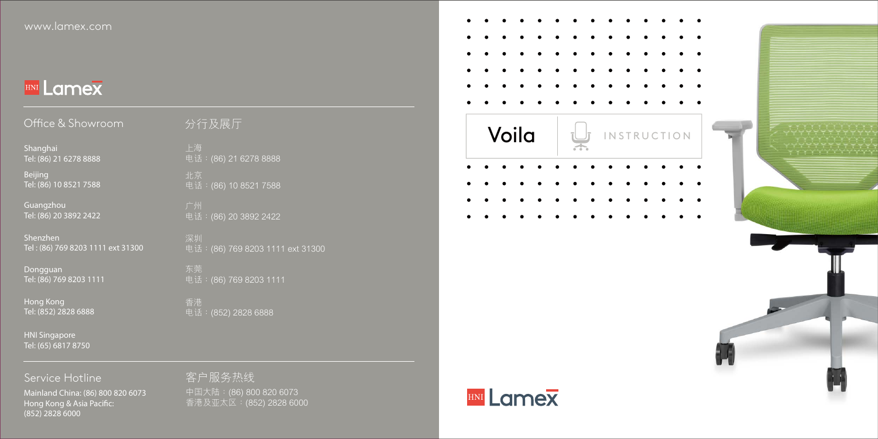www.lamex.com

# HNI Lamex

## Office & Showroom

## 分行及展厅

Shanghai
Tel: (86) 21 6278 8888

上海
电话：(86) 21 6278 8888

Beijing
Tel: (86) 10 8521 7588

北京
电话：(86) 10 8521 7588

Guangzhou
Tel: (86) 20 3892 2422

广州
电话：(86) 20 3892 2422

Shenzhen
Tel : (86) 769 8203 1111 ext 31300

深圳
电话：(86) 769 8203 1111 ext 31300

Dongguan
Tel: (86) 769 8203 1111

东莞
电话：(86) 769 8203 1111

Hong Kong
Tel: (852) 2828 6888

香港
电话：(852) 2828 6888

HNI Singapore
Tel: (65) 6817 8750

## Service Hotline

Mainland China: (86) 800 820 6073
Hong Kong & Asia Pacific:
(852) 2828 6000

## 客户服务热线

中国大陆：(86) 800 820 6073
香港及亚太区：(852) 2828 6000

# Voila | INSTRUCTION

HNI Lamex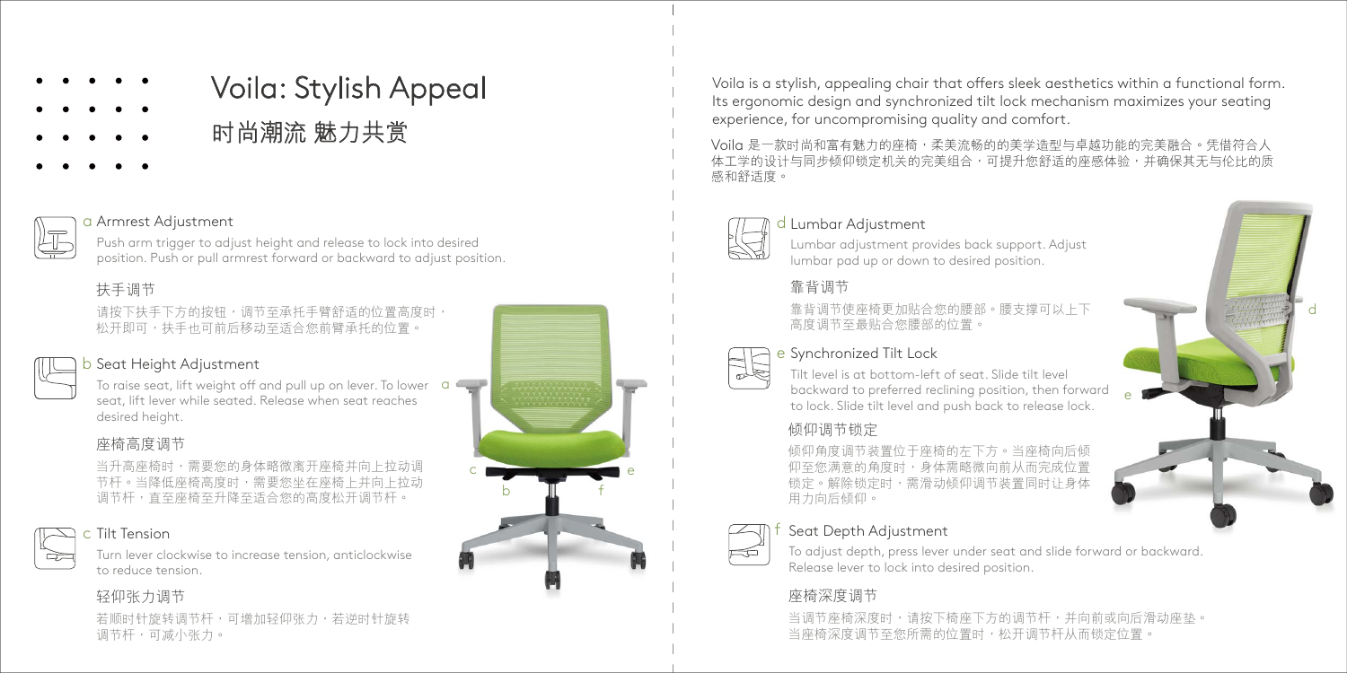# Voila: Stylish Appeal

# 时尚潮流 魅力共赏

Voila is a stylish, appealing chair that offers sleek aesthetics within a functional form. Its ergonomic design and synchronized tilt lock mechanism maximizes your seating experience, for uncompromising quality and comfort.

Voila 是一款时尚和富有魅力的座椅，柔美流畅的的美学造型与卓越功能的完美融合。凭借符合人体工学的设计与同步倾仰锁定机关的完美组合，可提升您舒适的座感体验，并确保其无与伦比的质感和舒适度。

## a Armrest Adjustment

Push arm trigger to adjust height and release to lock into desired position. Push or pull armrest forward or backward to adjust position.

### 扶手调节

请按下扶手下方的按钮，调节至承托手臂舒适的位置高度时，松开即可，扶手也可前后移动至适合您前臂承托的位置。

## b Seat Height Adjustment

To raise seat, lift weight off and pull up on lever. To lower seat, lift lever while seated. Release when seat reaches desired height.

### 座椅高度调节

当升高座椅时，需要您的身体略微离开座椅并向上拉动调节杆。当降低座椅高度时，需要您坐在座椅上并向上拉动调节杆，直至座椅至升降至适合您的高度松开调节杆。

## c Tilt Tension

Turn lever clockwise to increase tension, anticlockwise to reduce tension.

### 轻仰张力调节

若顺时针旋转调节杆，可增加轻仰张力，若逆时针旋转调节杆，可减小张力。

## d Lumbar Adjustment

Lumbar adjustment provides back support. Adjust lumbar pad up or down to desired position.

### 靠背调节

靠背调节使座椅更加贴合您的腰部。腰支撑可以上下高度调节至最贴合您腰部的位置。

## e Synchronized Tilt Lock

Tilt level is at bottom-left of seat. Slide tilt level backward to preferred reclining position, then forward to lock. Slide tilt level and push back to release lock.

### 倾仰调节锁定

倾仰角度调节装置位于座椅的左下方。当座椅向后倾仰至您满意的角度时，身体需略微向前从而完成位置锁定。解除锁定时，需滑动倾仰调节装置同时让身体用力向后倾仰。

## f Seat Depth Adjustment

To adjust depth, press lever under seat and slide forward or backward. Release lever to lock into desired position.

### 座椅深度调节

当调节座椅深度时，请按下椅座下方的调节杆，并向前或向后滑动座垫。当座椅深度调节至您所需的位置时，松开调节杆从而锁定位置。